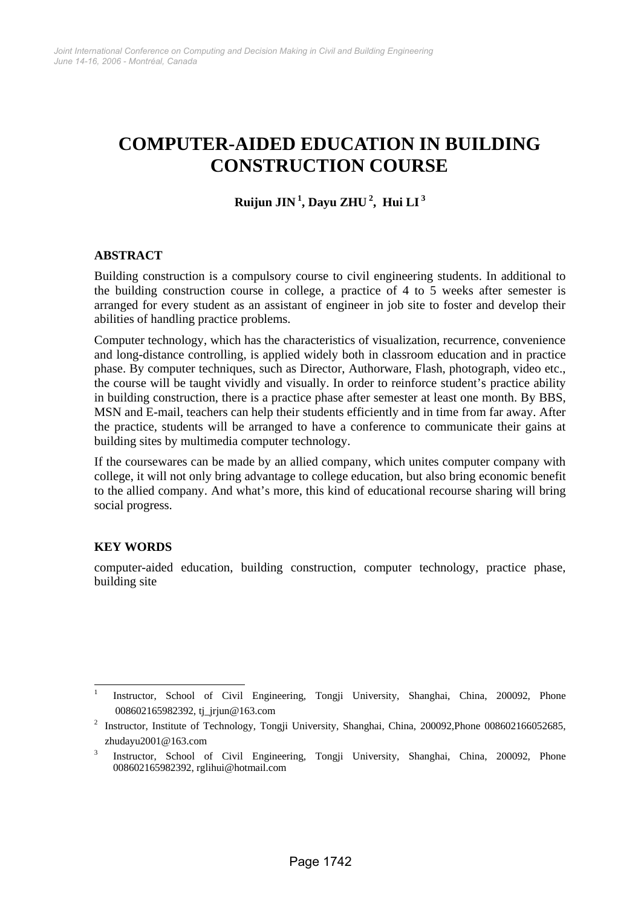# COMPUTER-AIDED EDUCATION IN BUILDING CONSTRUCTION COURSE

**Ruijun JIN [1], Dayu ZHU [2], Hui LI [3]**

## ABSTRACT

Building construction is a compulsory course to civil engineering students. In additional to the building construction course in college, a practice of 4 to 5 weeks after semester is arranged for every student as an assistant of engineer in job site to foster and develop their abilities of handling practice problems.

Computer technology, which has the characteristics of visualization, recurrence, convenience and long-distance controlling, is applied widely both in classroom education and in practice phase. By computer techniques, such as Director, Authorware, Flash, photograph, video etc., the course will be taught vividly and visually. In order to reinforce student's practice ability in building construction, there is a practice phase after semester at least one month. By BBS, MSN and E-mail, teachers can help their students efficiently and in time from far away. After the practice, students will be arranged to have a conference to communicate their gains at building sites by multimedia computer technology.

If the coursewares can be made by an allied company, which unites computer company with college, it will not only bring advantage to college education, but also bring economic benefit to the allied company. And what's more, this kind of educational recourse sharing will bring social progress.

## KEY WORDS

computer-aided education, building construction, computer technology, practice phase, building site

---

[1] Instructor, School of Civil Engineering, Tongji University, Shanghai, China, 200092, Phone 008602165982392, tj_jrjun@163.com

[2] Instructor, Institute of Technology, Tongji University, Shanghai, China, 200092,Phone 008602166052685, zhudayu2001@163.com

[3] Instructor, School of Civil Engineering, Tongji University, Shanghai, China, 200092, Phone 008602165982392, rglihui@hotmail.com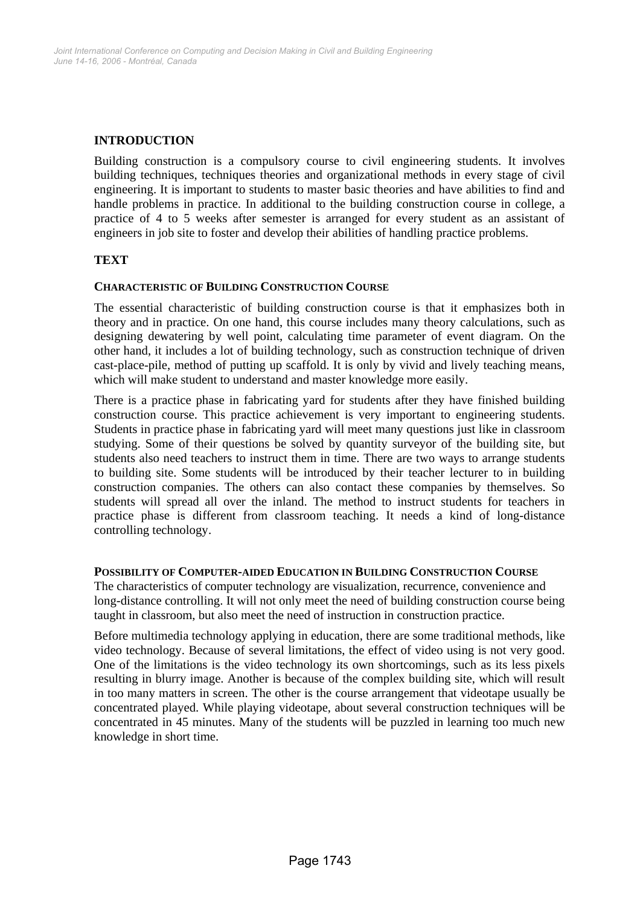## INTRODUCTION

Building construction is a compulsory course to civil engineering students. It involves building techniques, techniques theories and organizational methods in every stage of civil engineering. It is important to students to master basic theories and have abilities to find and handle problems in practice. In additional to the building construction course in college, a practice of 4 to 5 weeks after semester is arranged for every student as an assistant of engineers in job site to foster and develop their abilities of handling practice problems.

## TEXT

### CHARACTERISTIC OF BUILDING CONSTRUCTION COURSE

The essential characteristic of building construction course is that it emphasizes both in theory and in practice. On one hand, this course includes many theory calculations, such as designing dewatering by well point, calculating time parameter of event diagram. On the other hand, it includes a lot of building technology, such as construction technique of driven cast-place-pile, method of putting up scaffold. It is only by vivid and lively teaching means, which will make student to understand and master knowledge more easily.

There is a practice phase in fabricating yard for students after they have finished building construction course. This practice achievement is very important to engineering students. Students in practice phase in fabricating yard will meet many questions just like in classroom studying. Some of their questions be solved by quantity surveyor of the building site, but students also need teachers to instruct them in time. There are two ways to arrange students to building site. Some students will be introduced by their teacher lecturer to in building construction companies. The others can also contact these companies by themselves. So students will spread all over the inland. The method to instruct students for teachers in practice phase is different from classroom teaching. It needs a kind of long-distance controlling technology.

### POSSIBILITY OF COMPUTER-AIDED EDUCATION IN BUILDING CONSTRUCTION COURSE

The characteristics of computer technology are visualization, recurrence, convenience and long-distance controlling. It will not only meet the need of building construction course being taught in classroom, but also meet the need of instruction in construction practice.

Before multimedia technology applying in education, there are some traditional methods, like video technology. Because of several limitations, the effect of video using is not very good. One of the limitations is the video technology its own shortcomings, such as its less pixels resulting in blurry image. Another is because of the complex building site, which will result in too many matters in screen. The other is the course arrangement that videotape usually be concentrated played. While playing videotape, about several construction techniques will be concentrated in 45 minutes. Many of the students will be puzzled in learning too much new knowledge in short time.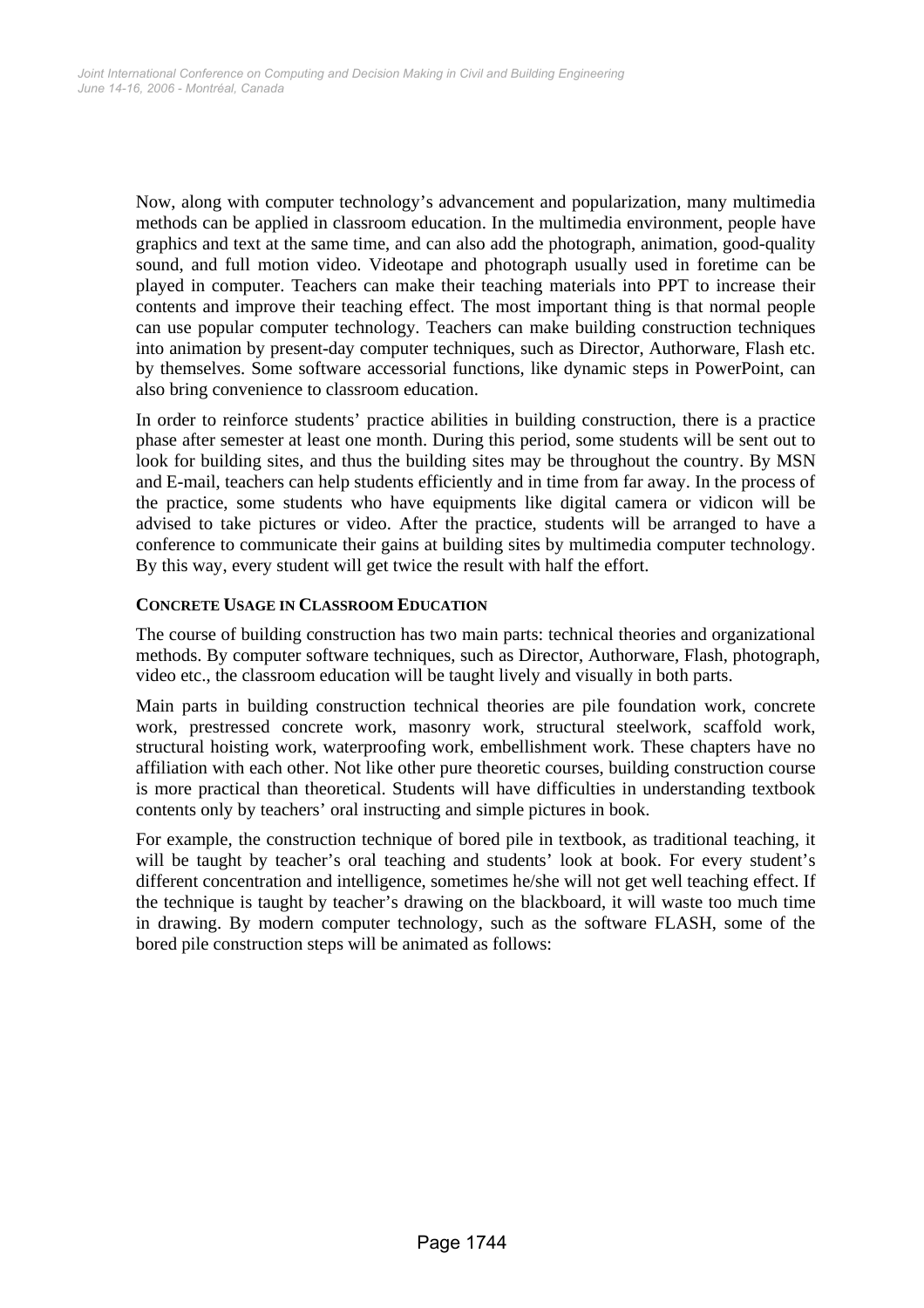Now, along with computer technology's advancement and popularization, many multimedia methods can be applied in classroom education. In the multimedia environment, people have graphics and text at the same time, and can also add the photograph, animation, good-quality sound, and full motion video. Videotape and photograph usually used in foretime can be played in computer. Teachers can make their teaching materials into PPT to increase their contents and improve their teaching effect. The most important thing is that normal people can use popular computer technology. Teachers can make building construction techniques into animation by present-day computer techniques, such as Director, Authorware, Flash etc. by themselves. Some software accessorial functions, like dynamic steps in PowerPoint, can also bring convenience to classroom education.

In order to reinforce students' practice abilities in building construction, there is a practice phase after semester at least one month. During this period, some students will be sent out to look for building sites, and thus the building sites may be throughout the country. By MSN and E-mail, teachers can help students efficiently and in time from far away. In the process of the practice, some students who have equipments like digital camera or vidicon will be advised to take pictures or video. After the practice, students will be arranged to have a conference to communicate their gains at building sites by multimedia computer technology. By this way, every student will get twice the result with half the effort.

### CONCRETE USAGE IN CLASSROOM EDUCATION

The course of building construction has two main parts: technical theories and organizational methods. By computer software techniques, such as Director, Authorware, Flash, photograph, video etc., the classroom education will be taught lively and visually in both parts.

Main parts in building construction technical theories are pile foundation work, concrete work, prestressed concrete work, masonry work, structural steelwork, scaffold work, structural hoisting work, waterproofing work, embellishment work. These chapters have no affiliation with each other. Not like other pure theoretic courses, building construction course is more practical than theoretical. Students will have difficulties in understanding textbook contents only by teachers' oral instructing and simple pictures in book.

For example, the construction technique of bored pile in textbook, as traditional teaching, it will be taught by teacher's oral teaching and students' look at book. For every student's different concentration and intelligence, sometimes he/she will not get well teaching effect. If the technique is taught by teacher's drawing on the blackboard, it will waste too much time in drawing. By modern computer technology, such as the software FLASH, some of the bored pile construction steps will be animated as follows: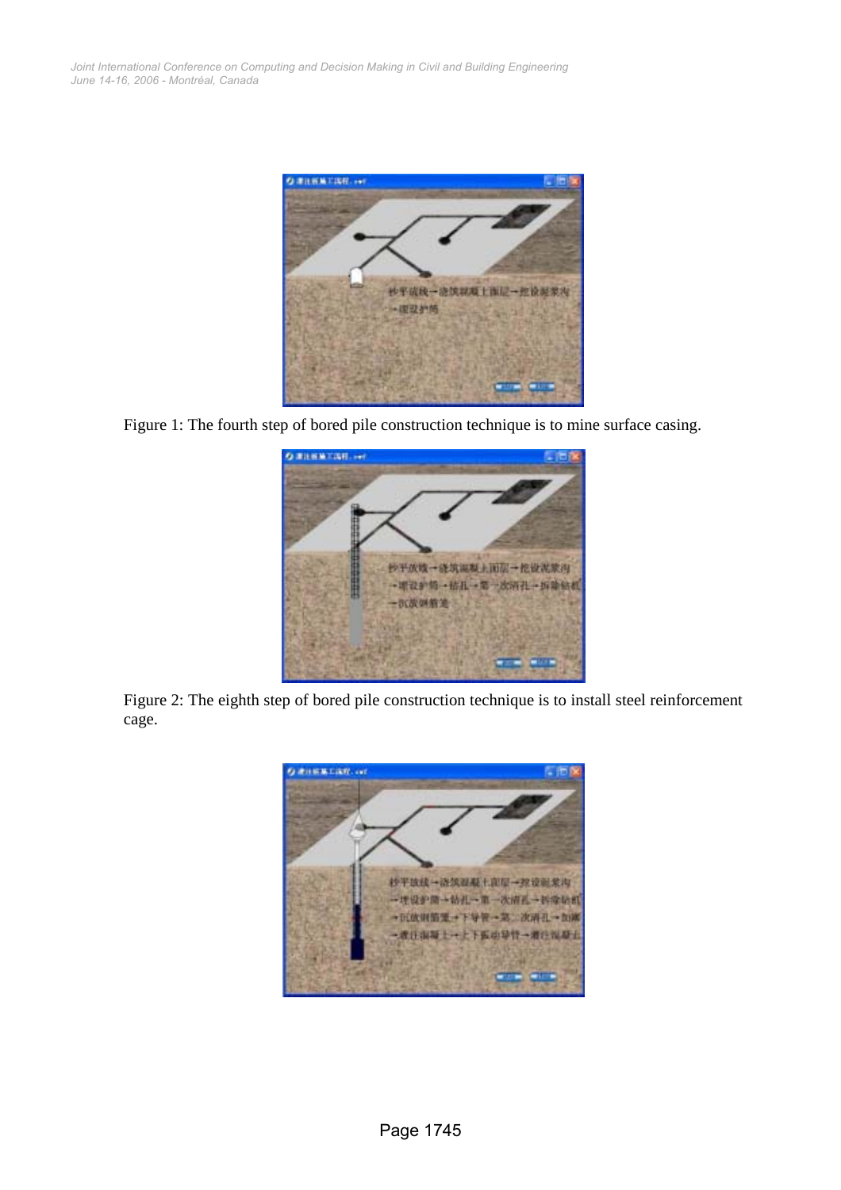Figure 1: The fourth step of bored pile construction technique is to mine surface casing.

Figure 2: The eighth step of bored pile construction technique is to install steel reinforcement cage.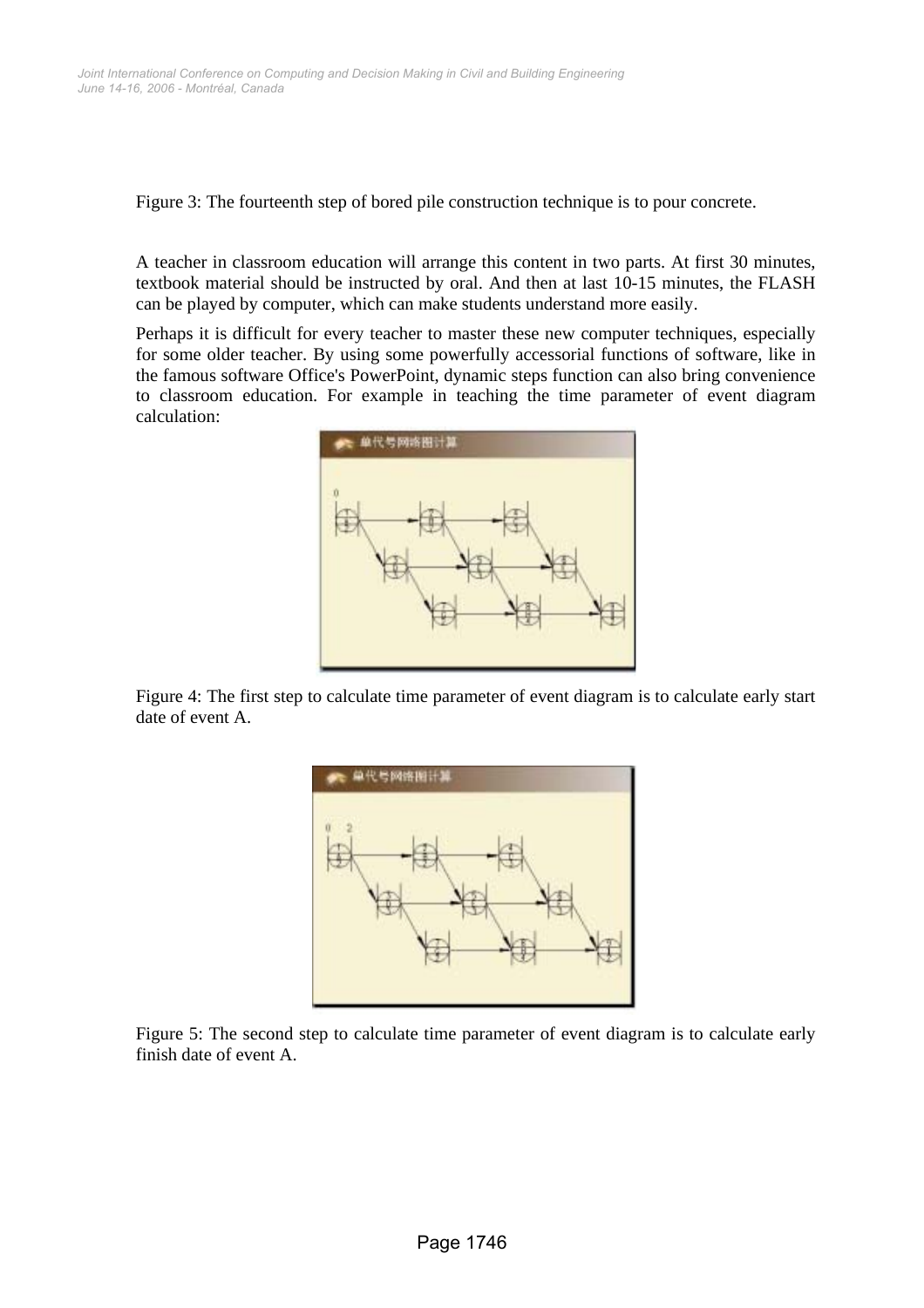Figure 3: The fourteenth step of bored pile construction technique is to pour concrete.

A teacher in classroom education will arrange this content in two parts. At first 30 minutes, textbook material should be instructed by oral. And then at last 10-15 minutes, the FLASH can be played by computer, which can make students understand more easily.

Perhaps it is difficult for every teacher to master these new computer techniques, especially for some older teacher. By using some powerfully accessorial functions of software, like in the famous software Office's PowerPoint, dynamic steps function can also bring convenience to classroom education. For example in teaching the time parameter of event diagram calculation:

Figure 4: The first step to calculate time parameter of event diagram is to calculate early start date of event A.

Figure 5: The second step to calculate time parameter of event diagram is to calculate early finish date of event A.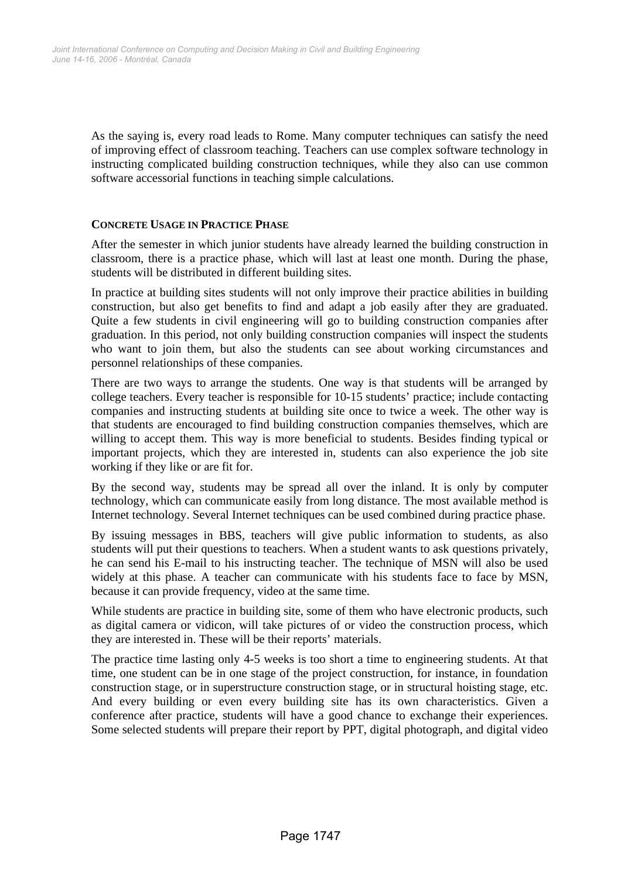As the saying is, every road leads to Rome. Many computer techniques can satisfy the need of improving effect of classroom teaching. Teachers can use complex software technology in instructing complicated building construction techniques, while they also can use common software accessorial functions in teaching simple calculations.

## CONCRETE USAGE IN PRACTICE PHASE

After the semester in which junior students have already learned the building construction in classroom, there is a practice phase, which will last at least one month. During the phase, students will be distributed in different building sites.

In practice at building sites students will not only improve their practice abilities in building construction, but also get benefits to find and adapt a job easily after they are graduated. Quite a few students in civil engineering will go to building construction companies after graduation. In this period, not only building construction companies will inspect the students who want to join them, but also the students can see about working circumstances and personnel relationships of these companies.

There are two ways to arrange the students. One way is that students will be arranged by college teachers. Every teacher is responsible for 10-15 students' practice; include contacting companies and instructing students at building site once to twice a week. The other way is that students are encouraged to find building construction companies themselves, which are willing to accept them. This way is more beneficial to students. Besides finding typical or important projects, which they are interested in, students can also experience the job site working if they like or are fit for.

By the second way, students may be spread all over the inland. It is only by computer technology, which can communicate easily from long distance. The most available method is Internet technology. Several Internet techniques can be used combined during practice phase.

By issuing messages in BBS, teachers will give public information to students, as also students will put their questions to teachers. When a student wants to ask questions privately, he can send his E-mail to his instructing teacher. The technique of MSN will also be used widely at this phase. A teacher can communicate with his students face to face by MSN, because it can provide frequency, video at the same time.

While students are practice in building site, some of them who have electronic products, such as digital camera or vidicon, will take pictures of or video the construction process, which they are interested in. These will be their reports' materials.

The practice time lasting only 4-5 weeks is too short a time to engineering students. At that time, one student can be in one stage of the project construction, for instance, in foundation construction stage, or in superstructure construction stage, or in structural hoisting stage, etc. And every building or even every building site has its own characteristics. Given a conference after practice, students will have a good chance to exchange their experiences. Some selected students will prepare their report by PPT, digital photograph, and digital video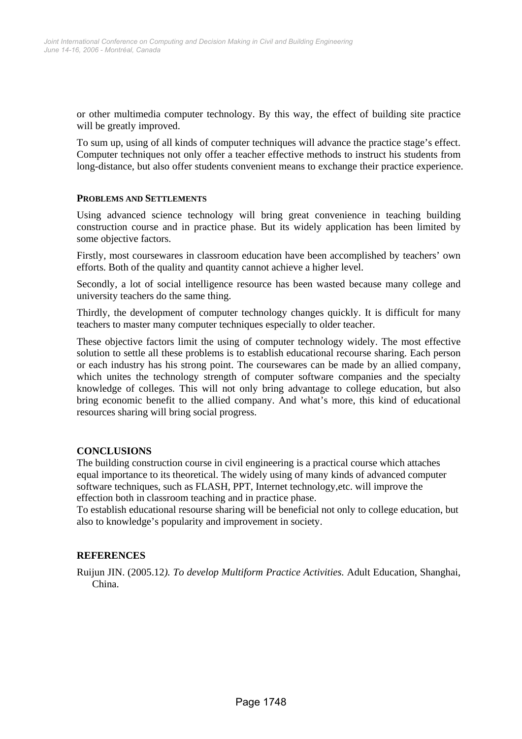or other multimedia computer technology. By this way, the effect of building site practice will be greatly improved.

To sum up, using of all kinds of computer techniques will advance the practice stage's effect. Computer techniques not only offer a teacher effective methods to instruct his students from long-distance, but also offer students convenient means to exchange their practice experience.

## PROBLEMS AND SETTLEMENTS

Using advanced science technology will bring great convenience in teaching building construction course and in practice phase. But its widely application has been limited by some objective factors.

Firstly, most coursewares in classroom education have been accomplished by teachers' own efforts. Both of the quality and quantity cannot achieve a higher level.

Secondly, a lot of social intelligence resource has been wasted because many college and university teachers do the same thing.

Thirdly, the development of computer technology changes quickly. It is difficult for many teachers to master many computer techniques especially to older teacher.

These objective factors limit the using of computer technology widely. The most effective solution to settle all these problems is to establish educational recourse sharing. Each person or each industry has his strong point. The coursewares can be made by an allied company, which unites the technology strength of computer software companies and the specialty knowledge of colleges. This will not only bring advantage to college education, but also bring economic benefit to the allied company. And what's more, this kind of educational resources sharing will bring social progress.

## CONCLUSIONS

The building construction course in civil engineering is a practical course which attaches equal importance to its theoretical. The widely using of many kinds of advanced computer software techniques, such as FLASH, PPT, Internet technology,etc. will improve the effection both in classroom teaching and in practice phase.

To establish educational resourse sharing will be beneficial not only to college education, but also to knowledge's popularity and improvement in society.

## REFERENCES

Ruijun JIN. (2005.12*). To develop Multiform Practice Activities.* Adult Education, Shanghai, China.